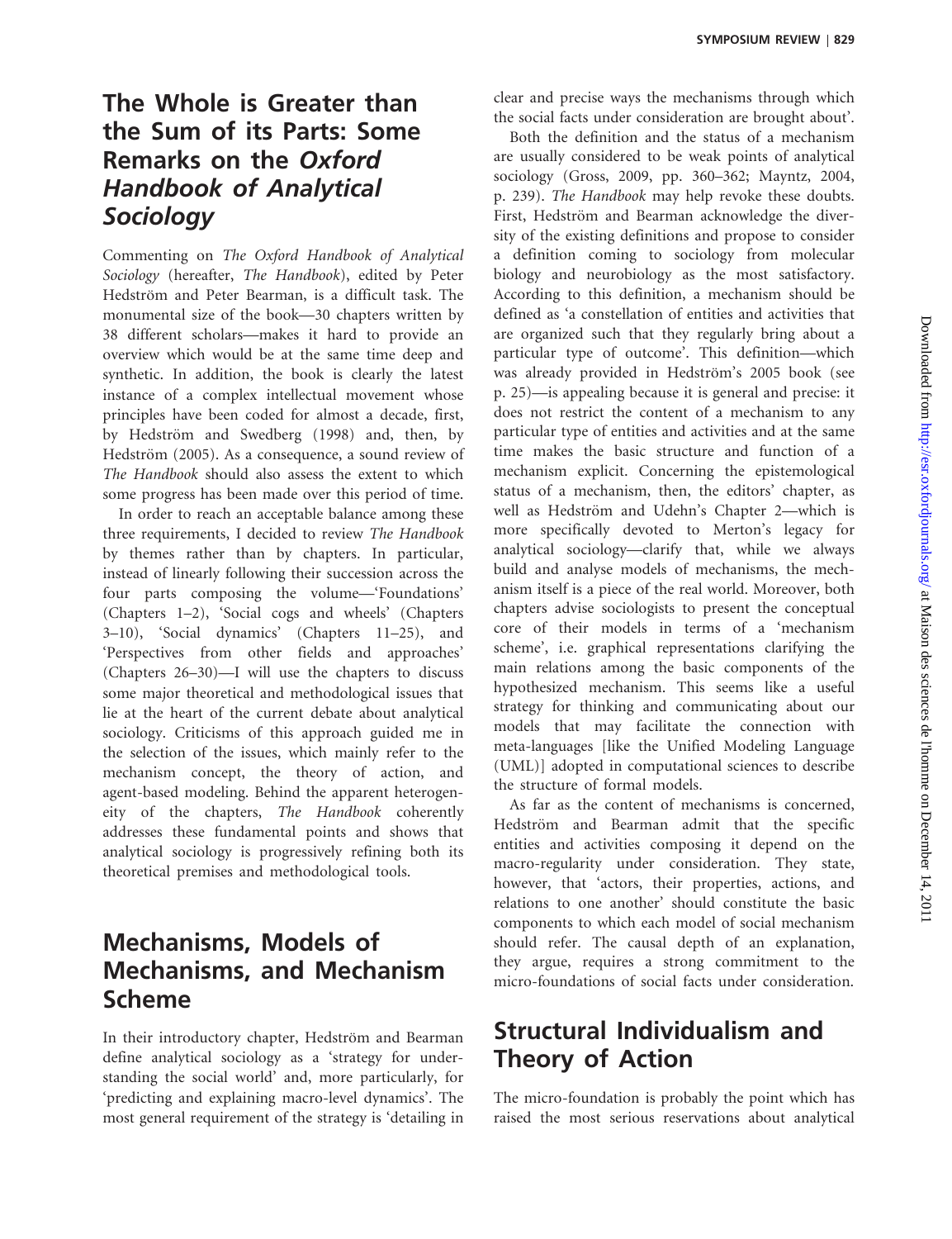# The Whole is Greater than the Sum of its Parts: Some Remarks on the *Oxford Handbook of Analytical Sociology*

Commenting on *The Oxford Handbook of Analytical Sociology* (hereafter, *The Handbook*), edited by Peter Hedström and Peter Bearman, is a difficult task. The monumental size of the book—30 chapters written by 38 different scholars—makes it hard to provide an overview which would be at the same time deep and synthetic. In addition, the book is clearly the latest instance of a complex intellectual movement whose principles have been coded for almost a decade, first, by Hedström and Swedberg (1998) and, then, by Hedström (2005). As a consequence, a sound review of *The Handbook* should also assess the extent to which some progress has been made over this period of time.

In order to reach an acceptable balance among these three requirements, I decided to review *The Handbook* by themes rather than by chapters. In particular, instead of linearly following their succession across the four parts composing the volume—'Foundations' (Chapters 1–2), 'Social cogs and wheels' (Chapters 3–10), 'Social dynamics' (Chapters 11–25), and 'Perspectives from other fields and approaches' (Chapters 26–30)—I will use the chapters to discuss some major theoretical and methodological issues that lie at the heart of the current debate about analytical sociology. Criticisms of this approach guided me in the selection of the issues, which mainly refer to the mechanism concept, the theory of action, and agent-based modeling. Behind the apparent heterogeneity of the chapters, *The Handbook* coherently addresses these fundamental points and shows that analytical sociology is progressively refining both its theoretical premises and methodological tools.

## Mechanisms, Models of Mechanisms, and Mechanism Scheme

In their introductory chapter, Hedström and Bearman define analytical sociology as a 'strategy for understanding the social world' and, more particularly, for 'predicting and explaining macro-level dynamics'. The most general requirement of the strategy is 'detailing in clear and precise ways the mechanisms through which the social facts under consideration are brought about'.

Both the definition and the status of a mechanism are usually considered to be weak points of analytical sociology (Gross, 2009, pp. 360–362; Mayntz, 2004, p. 239). *The Handbook* may help revoke these doubts. First, Hedström and Bearman acknowledge the diversity of the existing definitions and propose to consider a definition coming to sociology from molecular biology and neurobiology as the most satisfactory. According to this definition, a mechanism should be defined as 'a constellation of entities and activities that are organized such that they regularly bring about a particular type of outcome'. This definition—which was already provided in Hedström's 2005 book (see p. 25)—is appealing because it is general and precise: it does not restrict the content of a mechanism to any particular type of entities and activities and at the same time makes the basic structure and function of a mechanism explicit. Concerning the epistemological status of a mechanism, then, the editors' chapter, as well as Hedström and Udehn's Chapter 2—which is more specifically devoted to Merton's legacy for analytical sociology—clarify that, while we always build and analyse models of mechanisms, the mechanism itself is a piece of the real world. Moreover, both chapters advise sociologists to present the conceptual core of their models in terms of a 'mechanism scheme', i.e. graphical representations clarifying the main relations among the basic components of the hypothesized mechanism. This seems like a useful strategy for thinking and communicating about our models that may facilitate the connection with meta-languages [like the Unified Modeling Language (UML)] adopted in computational sciences to describe the structure of formal models.

As far as the content of mechanisms is concerned, Hedström and Bearman admit that the specific entities and activities composing it depend on the macro-regularity under consideration. They state, however, that 'actors, their properties, actions, and relations to one another' should constitute the basic components to which each model of social mechanism should refer. The causal depth of an explanation, they argue, requires a strong commitment to the micro-foundations of social facts under consideration.

## Structural Individualism and Theory of Action

The micro-foundation is probably the point which has raised the most serious reservations about analytical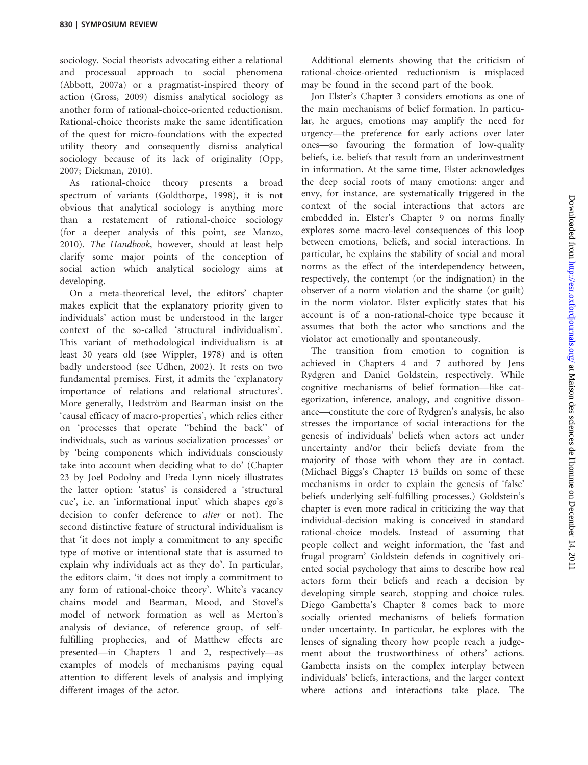sociology. Social theorists advocating either a relational and processual approach to social phenomena (Abbott, 2007a) or a pragmatist-inspired theory of action (Gross, 2009) dismiss analytical sociology as another form of rational-choice-oriented reductionism. Rational-choice theorists make the same identification of the quest for micro-foundations with the expected utility theory and consequently dismiss analytical sociology because of its lack of originality (Opp, 2007; Diekman, 2010).

As rational-choice theory presents a broad spectrum of variants (Goldthorpe, 1998), it is not obvious that analytical sociology is anything more than a restatement of rational-choice sociology (for a deeper analysis of this point, see Manzo, 2010). *The Handbook*, however, should at least help clarify some major points of the conception of social action which analytical sociology aims at developing.

On a meta-theoretical level, the editors' chapter makes explicit that the explanatory priority given to individuals' action must be understood in the larger context of the so-called 'structural individualism'. This variant of methodological individualism is at least 30 years old (see Wippler, 1978) and is often badly understood (see Udhen, 2002). It rests on two fundamental premises. First, it admits the 'explanatory importance of relations and relational structures'. More generally, Hedström and Bearman insist on the 'causal efficacy of macro-properties', which relies either on 'processes that operate "behind the back" of individuals, such as various socialization processes' or by 'being components which individuals consciously take into account when deciding what to do' (Chapter 23 by Joel Podolny and Freda Lynn nicely illustrates the latter option: 'status' is considered a 'structural cue', i.e. an 'informational input' which shapes *ego*'s decision to confer deference to *alter* or not). The second distinctive feature of structural individualism is that 'it does not imply a commitment to any specific type of motive or intentional state that is assumed to explain why individuals act as they do'. In particular, the editors claim, 'it does not imply a commitment to any form of rational-choice theory'. White's vacancy chains model and Bearman, Mood, and Stovel's model of network formation as well as Merton's analysis of deviance, of reference group, of self-fulfilling prophecies, and of Matthew effects are presented—in Chapters 1 and 2, respectively—as examples of models of mechanisms paying equal attention to different levels of analysis and implying different images of the actor.

Additional elements showing that the criticism of rational-choice-oriented reductionism is misplaced may be found in the second part of the book.

Jon Elster's Chapter 3 considers emotions as one of the main mechanisms of belief formation. In particular, he argues, emotions may amplify the need for urgency—the preference for early actions over later ones—so favouring the formation of low-quality beliefs, i.e. beliefs that result from an underinvestment in information. At the same time, Elster acknowledges the deep social roots of many emotions: anger and envy, for instance, are systematically triggered in the context of the social interactions that actors are embedded in. Elster's Chapter 9 on norms finally explores some macro-level consequences of this loop between emotions, beliefs, and social interactions. In particular, he explains the stability of social and moral norms as the effect of the interdependency between, respectively, the contempt (or the indignation) in the observer of a norm violation and the shame (or guilt) in the norm violator. Elster explicitly states that his account is of a non-rational-choice type because it assumes that both the actor who sanctions and the violator act emotionally and spontaneously.

The transition from emotion to cognition is achieved in Chapters 4 and 7 authored by Jens Rydgren and Daniel Goldstein, respectively. While cognitive mechanisms of belief formation—like categorization, inference, analogy, and cognitive dissonance—constitute the core of Rydgren's analysis, he also stresses the importance of social interactions for the genesis of individuals' beliefs when actors act under uncertainty and/or their beliefs deviate from the majority of those with whom they are in contact. (Michael Biggs's Chapter 13 builds on some of these mechanisms in order to explain the genesis of 'false' beliefs underlying self-fulfilling processes.) Goldstein's chapter is even more radical in criticizing the way that individual-decision making is conceived in standard rational-choice models. Instead of assuming that people collect and weight information, the 'fast and frugal program' Goldstein defends in cognitively oriented social psychology that aims to describe how real actors form their beliefs and reach a decision by developing simple search, stopping and choice rules. Diego Gambetta's Chapter 8 comes back to more socially oriented mechanisms of beliefs formation under uncertainty. In particular, he explores with the lenses of signaling theory how people reach a judgement about the trustworthiness of others' actions. Gambetta insists on the complex interplay between individuals' beliefs, interactions, and the larger context where actions and interactions take place. The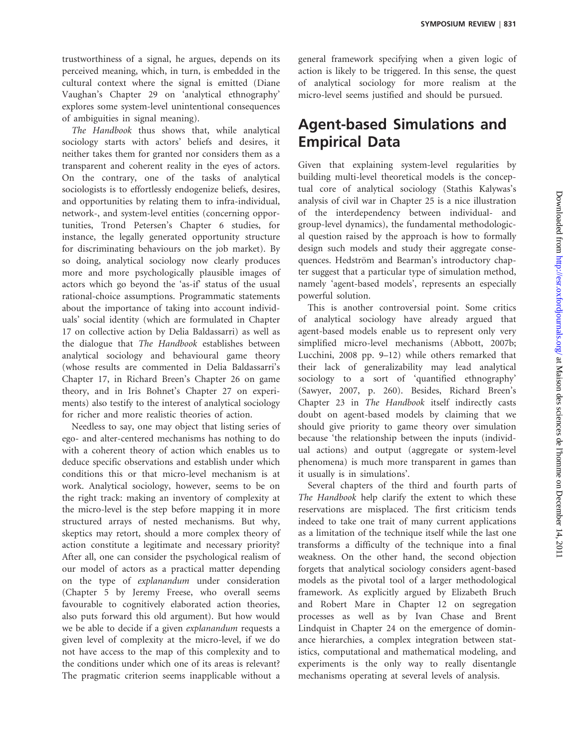trustworthiness of a signal, he argues, depends on its perceived meaning, which, in turn, is embedded in the cultural context where the signal is emitted (Diane Vaughan's Chapter 29 on 'analytical ethnography' explores some system-level unintentional consequences of ambiguities in signal meaning).

*The Handbook* thus shows that, while analytical sociology starts with actors' beliefs and desires, it neither takes them for granted nor considers them as a transparent and coherent reality in the eyes of actors. On the contrary, one of the tasks of analytical sociologists is to effortlessly endogenize beliefs, desires, and opportunities by relating them to infra-individual, network-, and system-level entities (concerning opportunities, Trond Petersen's Chapter 6 studies, for instance, the legally generated opportunity structure for discriminating behaviours on the job market). By so doing, analytical sociology now clearly produces more and more psychologically plausible images of actors which go beyond the 'as-if' status of the usual rational-choice assumptions. Programmatic statements about the importance of taking into account individuals' social identity (which are formulated in Chapter 17 on collective action by Delia Baldassarri) as well as the dialogue that *The Handbook* establishes between analytical sociology and behavioural game theory (whose results are commented in Delia Baldassarri's Chapter 17, in Richard Breen's Chapter 26 on game theory, and in Iris Bohnet's Chapter 27 on experiments) also testify to the interest of analytical sociology for richer and more realistic theories of action.

Needless to say, one may object that listing series of ego- and alter-centered mechanisms has nothing to do with a coherent theory of action which enables us to deduce specific observations and establish under which conditions this or that micro-level mechanism is at work. Analytical sociology, however, seems to be on the right track: making an inventory of complexity at the micro-level is the step before mapping it in more structured arrays of nested mechanisms. But why, skeptics may retort, should a more complex theory of action constitute a legitimate and necessary priority? After all, one can consider the psychological realism of our model of actors as a practical matter depending on the type of *explanandum* under consideration (Chapter 5 by Jeremy Freese, who overall seems favourable to cognitively elaborated action theories, also puts forward this old argument). But how would we be able to decide if a given *explanandum* requests a given level of complexity at the micro-level, if we do not have access to the map of this complexity and to the conditions under which one of its areas is relevant? The pragmatic criterion seems inapplicable without a general framework specifying when a given logic of action is likely to be triggered. In this sense, the quest of analytical sociology for more realism at the micro-level seems justified and should be pursued.

## Agent-based Simulations and Empirical Data

Given that explaining system-level regularities by building multi-level theoretical models is the conceptual core of analytical sociology (Stathis Kalywas's analysis of civil war in Chapter 25 is a nice illustration of the interdependency between individual- and group-level dynamics), the fundamental methodological question raised by the approach is how to formally design such models and study their aggregate consequences. Hedström and Bearman's introductory chapter suggest that a particular type of simulation method, namely 'agent-based models', represents an especially powerful solution.

This is another controversial point. Some critics of analytical sociology have already argued that agent-based models enable us to represent only very simplified micro-level mechanisms (Abbott, 2007b; Lucchini, 2008 pp. 9–12) while others remarked that their lack of generalizability may lead analytical sociology to a sort of 'quantified ethnography' (Sawyer, 2007, p. 260). Besides, Richard Breen's Chapter 23 in *The Handbook* itself indirectly casts doubt on agent-based models by claiming that we should give priority to game theory over simulation because 'the relationship between the inputs (individual actions) and output (aggregate or system-level phenomena) is much more transparent in games than it usually is in simulations'.

Several chapters of the third and fourth parts of *The Handbook* help clarify the extent to which these reservations are misplaced. The first criticism tends indeed to take one trait of many current applications as a limitation of the technique itself while the last one transforms a difficulty of the technique into a final weakness. On the other hand, the second objection forgets that analytical sociology considers agent-based models as the pivotal tool of a larger methodological framework. As explicitly argued by Elizabeth Bruch and Robert Mare in Chapter 12 on segregation processes as well as by Ivan Chase and Brent Lindquist in Chapter 24 on the emergence of dominance hierarchies, a complex integration between statistics, computational and mathematical modeling, and experiments is the only way to really disentangle mechanisms operating at several levels of analysis.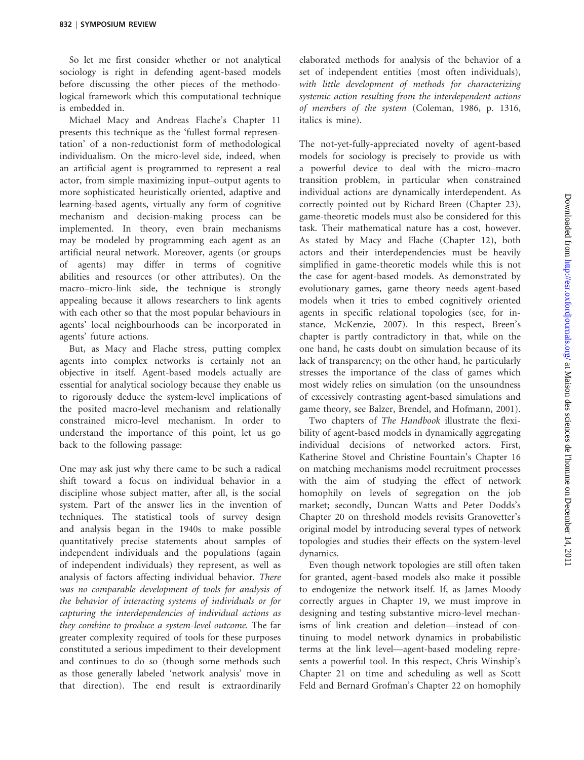So let me first consider whether or not analytical sociology is right in defending agent-based models before discussing the other pieces of the methodological framework which this computational technique is embedded in.

Michael Macy and Andreas Flache's Chapter 11 presents this technique as the 'fullest formal representation' of a non-reductionist form of methodological individualism. On the micro-level side, indeed, when an artificial agent is programmed to represent a real actor, from simple maximizing input–output agents to more sophisticated heuristically oriented, adaptive and learning-based agents, virtually any form of cognitive mechanism and decision-making process can be implemented. In theory, even brain mechanisms may be modeled by programming each agent as an artificial neural network. Moreover, agents (or groups of agents) may differ in terms of cognitive abilities and resources (or other attributes). On the macro–micro-link side, the technique is strongly appealing because it allows researchers to link agents with each other so that the most popular behaviours in agents' local neighbourhoods can be incorporated in agents' future actions.

But, as Macy and Flache stress, putting complex agents into complex networks is certainly not an objective in itself. Agent-based models actually are essential for analytical sociology because they enable us to rigorously deduce the system-level implications of the posited macro-level mechanism and relationally constrained micro-level mechanism. In order to understand the importance of this point, let us go back to the following passage:

> One may ask just why there came to be such a radical shift toward a focus on individual behavior in a discipline whose subject matter, after all, is the social system. Part of the answer lies in the invention of techniques. The statistical tools of survey design and analysis began in the 1940s to make possible quantitatively precise statements about samples of independent individuals and the populations (again of independent individuals) they represent, as well as analysis of factors affecting individual behavior. *There was no comparable development of tools for analysis of the behavior of interacting systems of individuals or for capturing the interdependencies of individual actions as they combine to produce a system-level outcome.* The far greater complexity required of tools for these purposes constituted a serious impediment to their development and continues to do so (though some methods such as those generally labeled 'network analysis' move in that direction). The end result is extraordinarily elaborated methods for analysis of the behavior of a set of independent entities (most often individuals), *with little development of methods for characterizing systemic action resulting from the interdependent actions of members of the system* (Coleman, 1986, p. 1316, italics is mine).

The not-yet-fully-appreciated novelty of agent-based models for sociology is precisely to provide us with a powerful device to deal with the micro–macro transition problem, in particular when constrained individual actions are dynamically interdependent. As correctly pointed out by Richard Breen (Chapter 23), game-theoretic models must also be considered for this task. Their mathematical nature has a cost, however. As stated by Macy and Flache (Chapter 12), both actors and their interdependencies must be heavily simplified in game-theoretic models while this is not the case for agent-based models. As demonstrated by evolutionary games, game theory needs agent-based models when it tries to embed cognitively oriented agents in specific relational topologies (see, for instance, McKenzie, 2007). In this respect, Breen's chapter is partly contradictory in that, while on the one hand, he casts doubt on simulation because of its lack of transparency; on the other hand, he particularly stresses the importance of the class of games which most widely relies on simulation (on the unsoundness of excessively contrasting agent-based simulations and game theory, see Balzer, Brendel, and Hofmann, 2001).

Two chapters of *The Handbook* illustrate the flexibility of agent-based models in dynamically aggregating individual decisions of networked actors. First, Katherine Stovel and Christine Fountain's Chapter 16 on matching mechanisms model recruitment processes with the aim of studying the effect of network homophily on levels of segregation on the job market; secondly, Duncan Watts and Peter Dodds's Chapter 20 on threshold models revisits Granovetter's original model by introducing several types of network topologies and studies their effects on the system-level dynamics.

Even though network topologies are still often taken for granted, agent-based models also make it possible to endogenize the network itself. If, as James Moody correctly argues in Chapter 19, we must improve in designing and testing substantive micro-level mechanisms of link creation and deletion—instead of continuing to model network dynamics in probabilistic terms at the link level—agent-based modeling represents a powerful tool. In this respect, Chris Winship's Chapter 21 on time and scheduling as well as Scott Feld and Bernard Grofman's Chapter 22 on homophily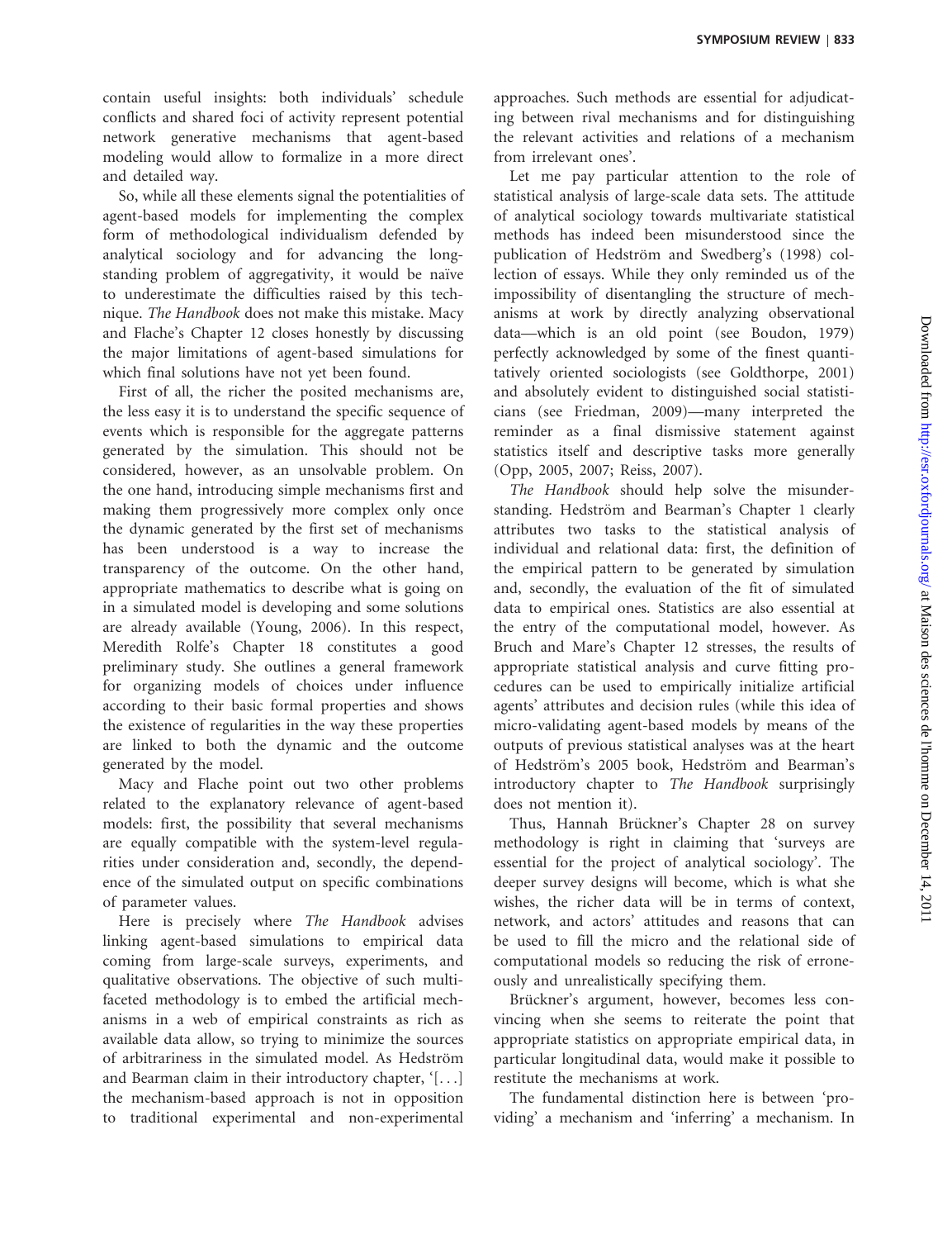contain useful insights: both individuals' schedule conflicts and shared foci of activity represent potential network generative mechanisms that agent-based modeling would allow to formalize in a more direct and detailed way.

So, while all these elements signal the potentialities of agent-based models for implementing the complex form of methodological individualism defended by analytical sociology and for advancing the long-standing problem of aggregativity, it would be naïve to underestimate the difficulties raised by this technique. *The Handbook* does not make this mistake. Macy and Flache's Chapter 12 closes honestly by discussing the major limitations of agent-based simulations for which final solutions have not yet been found.

First of all, the richer the posited mechanisms are, the less easy it is to understand the specific sequence of events which is responsible for the aggregate patterns generated by the simulation. This should not be considered, however, as an unsolvable problem. On the one hand, introducing simple mechanisms first and making them progressively more complex only once the dynamic generated by the first set of mechanisms has been understood is a way to increase the transparency of the outcome. On the other hand, appropriate mathematics to describe what is going on in a simulated model is developing and some solutions are already available (Young, 2006). In this respect, Meredith Rolfe's Chapter 18 constitutes a good preliminary study. She outlines a general framework for organizing models of choices under influence according to their basic formal properties and shows the existence of regularities in the way these properties are linked to both the dynamic and the outcome generated by the model.

Macy and Flache point out two other problems related to the explanatory relevance of agent-based models: first, the possibility that several mechanisms are equally compatible with the system-level regularities under consideration and, secondly, the dependence of the simulated output on specific combinations of parameter values.

Here is precisely where *The Handbook* advises linking agent-based simulations to empirical data coming from large-scale surveys, experiments, and qualitative observations. The objective of such multifaceted methodology is to embed the artificial mechanisms in a web of empirical constraints as rich as available data allow, so trying to minimize the sources of arbitrariness in the simulated model. As Hedström and Bearman claim in their introductory chapter, '[...] the mechanism-based approach is not in opposition to traditional experimental and non-experimental approaches. Such methods are essential for adjudicating between rival mechanisms and for distinguishing the relevant activities and relations of a mechanism from irrelevant ones'.

Let me pay particular attention to the role of statistical analysis of large-scale data sets. The attitude of analytical sociology towards multivariate statistical methods has indeed been misunderstood since the publication of Hedström and Swedberg's (1998) collection of essays. While they only reminded us of the impossibility of disentangling the structure of mechanisms at work by directly analyzing observational data—which is an old point (see Boudon, 1979) perfectly acknowledged by some of the finest quantitatively oriented sociologists (see Goldthorpe, 2001) and absolutely evident to distinguished social statisticians (see Friedman, 2009)—many interpreted the reminder as a final dismissive statement against statistics itself and descriptive tasks more generally (Opp, 2005, 2007; Reiss, 2007).

*The Handbook* should help solve the misunderstanding. Hedström and Bearman's Chapter 1 clearly attributes two tasks to the statistical analysis of individual and relational data: first, the definition of the empirical pattern to be generated by simulation and, secondly, the evaluation of the fit of simulated data to empirical ones. Statistics are also essential at the entry of the computational model, however. As Bruch and Mare's Chapter 12 stresses, the results of appropriate statistical analysis and curve fitting procedures can be used to empirically initialize artificial agents' attributes and decision rules (while this idea of micro-validating agent-based models by means of the outputs of previous statistical analyses was at the heart of Hedström's 2005 book, Hedström and Bearman's introductory chapter to *The Handbook* surprisingly does not mention it).

Thus, Hannah Brückner's Chapter 28 on survey methodology is right in claiming that 'surveys are essential for the project of analytical sociology'. The deeper survey designs will become, which is what she wishes, the richer data will be in terms of context, network, and actors' attitudes and reasons that can be used to fill the micro and the relational side of computational models so reducing the risk of erroneously and unrealistically specifying them.

Brückner's argument, however, becomes less convincing when she seems to reiterate the point that appropriate statistics on appropriate empirical data, in particular longitudinal data, would make it possible to restitute the mechanisms at work.

The fundamental distinction here is between 'providing' a mechanism and 'inferring' a mechanism. In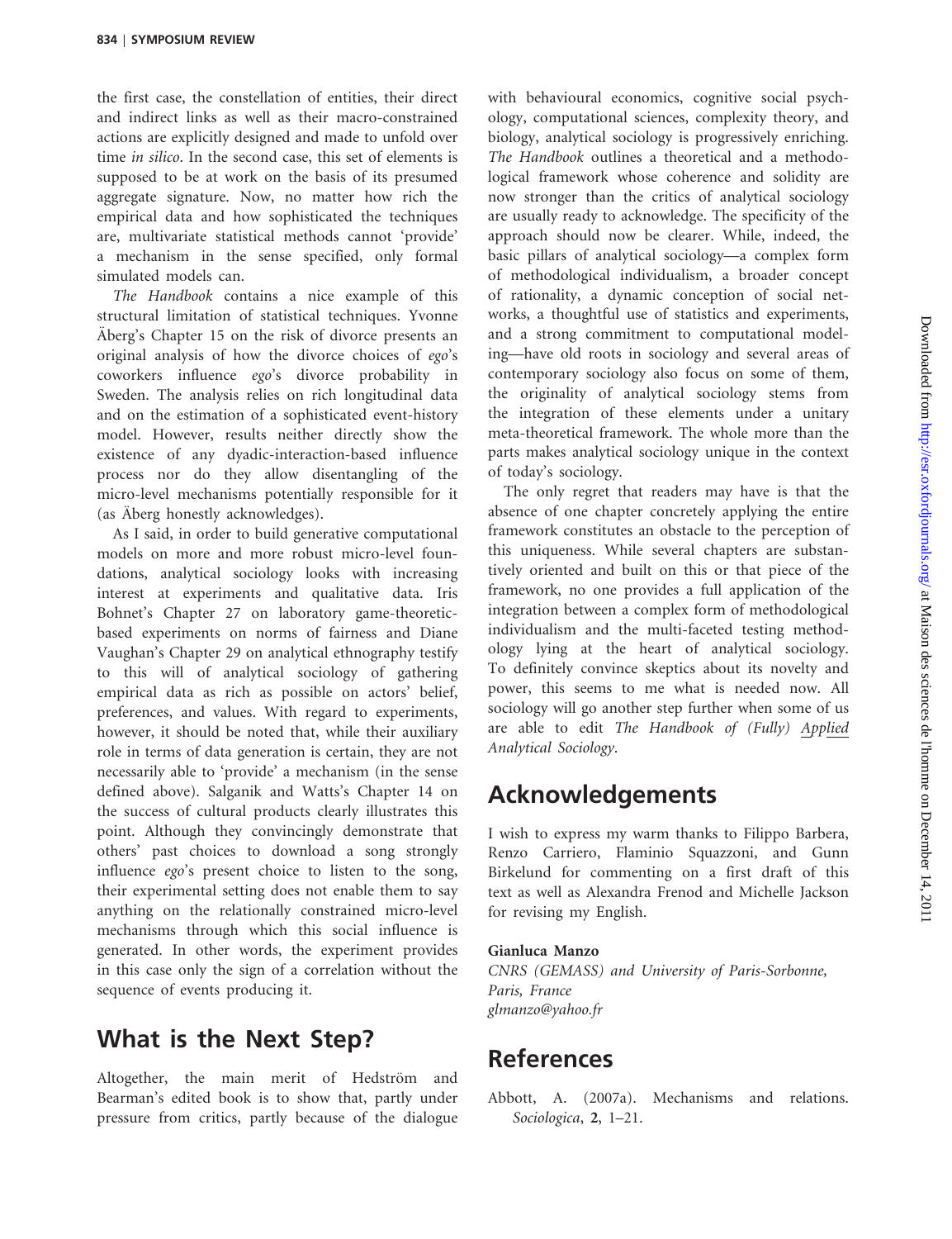the first case, the constellation of entities, their direct and indirect links as well as their macro-constrained actions are explicitly designed and made to unfold over time *in silico*. In the second case, this set of elements is supposed to be at work on the basis of its presumed aggregate signature. Now, no matter how rich the empirical data and how sophisticated the techniques are, multivariate statistical methods cannot 'provide' a mechanism in the sense specified, only formal simulated models can.

*The Handbook* contains a nice example of this structural limitation of statistical techniques. Yvonne Äberg's Chapter 15 on the risk of divorce presents an original analysis of how the divorce choices of *ego*'s coworkers influence *ego*'s divorce probability in Sweden. The analysis relies on rich longitudinal data and on the estimation of a sophisticated event-history model. However, results neither directly show the existence of any dyadic-interaction-based influence process nor do they allow disentangling of the micro-level mechanisms potentially responsible for it (as Äberg honestly acknowledges).

As I said, in order to build generative computational models on more and more robust micro-level foundations, analytical sociology looks with increasing interest at experiments and qualitative data. Iris Bohnet's Chapter 27 on laboratory game-theoretic-based experiments on norms of fairness and Diane Vaughan's Chapter 29 on analytical ethnography testify to this will of analytical sociology of gathering empirical data as rich as possible on actors' belief, preferences, and values. With regard to experiments, however, it should be noted that, while their auxiliary role in terms of data generation is certain, they are not necessarily able to 'provide' a mechanism (in the sense defined above). Salganik and Watts's Chapter 14 on the success of cultural products clearly illustrates this point. Although they convincingly demonstrate that others' past choices to download a song strongly influence *ego*'s present choice to listen to the song, their experimental setting does not enable them to say anything on the relationally constrained micro-level mechanisms through which this social influence is generated. In other words, the experiment provides in this case only the sign of a correlation without the sequence of events producing it.

## What is the Next Step?

Altogether, the main merit of Hedström and Bearman's edited book is to show that, partly under pressure from critics, partly because of the dialogue with behavioural economics, cognitive social psychology, computational sciences, complexity theory, and biology, analytical sociology is progressively enriching. *The Handbook* outlines a theoretical and a methodological framework whose coherence and solidity are now stronger than the critics of analytical sociology are usually ready to acknowledge. The specificity of the approach should now be clearer. While, indeed, the basic pillars of analytical sociology—a complex form of methodological individualism, a broader concept of rationality, a dynamic conception of social networks, a thoughtful use of statistics and experiments, and a strong commitment to computational modeling—have old roots in sociology and several areas of contemporary sociology also focus on some of them, the originality of analytical sociology stems from the integration of these elements under a unitary meta-theoretical framework. The whole more than the parts makes analytical sociology unique in the context of today's sociology.

The only regret that readers may have is that the absence of one chapter concretely applying the entire framework constitutes an obstacle to the perception of this uniqueness. While several chapters are substantively oriented and built on this or that piece of the framework, no one provides a full application of the integration between a complex form of methodological individualism and the multi-faceted testing methodology lying at the heart of analytical sociology. To definitely convince skeptics about its novelty and power, this seems to me what is needed now. All sociology will go another step further when some of us are able to edit *The Handbook of (Fully) Applied Analytical Sociology*.

## Acknowledgements

I wish to express my warm thanks to Filippo Barbera, Renzo Carriero, Flaminio Squazzoni, and Gunn Birkelund for commenting on a first draft of this text as well as Alexandra Frenod and Michelle Jackson for revising my English.

**Gianluca Manzo**
*CNRS (GEMASS) and University of Paris-Sorbonne, Paris, France*
*glmanzo@yahoo.fr*

## References

Abbott, A. (2007a). Mechanisms and relations. *Sociologica*, **2**, 1–21.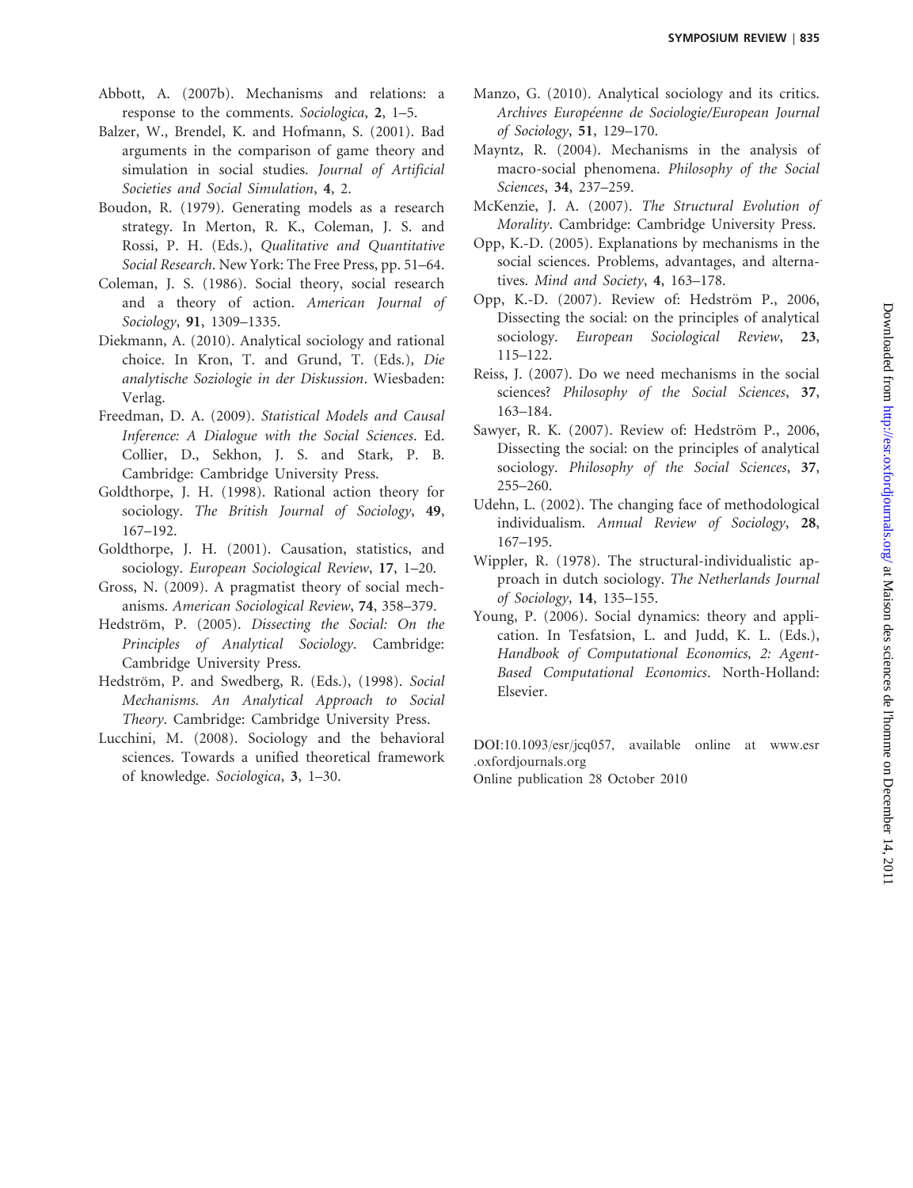Abbott, A. (2007b). Mechanisms and relations: a response to the comments. *Sociologica*, **2**, 1–5.

Balzer, W., Brendel, K. and Hofmann, S. (2001). Bad arguments in the comparison of game theory and simulation in social studies. *Journal of Artificial Societies and Social Simulation*, **4**, 2.

Boudon, R. (1979). Generating models as a research strategy. In Merton, R. K., Coleman, J. S. and Rossi, P. H. (Eds.), *Qualitative and Quantitative Social Research*. New York: The Free Press, pp. 51–64.

Coleman, J. S. (1986). Social theory, social research and a theory of action. *American Journal of Sociology*, **91**, 1309–1335.

Diekmann, A. (2010). Analytical sociology and rational choice. In Kron, T. and Grund, T. (Eds.), *Die analytische Soziologie in der Diskussion*. Wiesbaden: Verlag.

Freedman, D. A. (2009). *Statistical Models and Causal Inference: A Dialogue with the Social Sciences*. Ed. Collier, D., Sekhon, J. S. and Stark, P. B. Cambridge: Cambridge University Press.

Goldthorpe, J. H. (1998). Rational action theory for sociology. *The British Journal of Sociology*, **49**, 167–192.

Goldthorpe, J. H. (2001). Causation, statistics, and sociology. *European Sociological Review*, **17**, 1–20.

Gross, N. (2009). A pragmatist theory of social mechanisms. *American Sociological Review*, **74**, 358–379.

Hedström, P. (2005). *Dissecting the Social: On the Principles of Analytical Sociology*. Cambridge: Cambridge University Press.

Hedström, P. and Swedberg, R. (Eds.), (1998). *Social Mechanisms. An Analytical Approach to Social Theory*. Cambridge: Cambridge University Press.

Lucchini, M. (2008). Sociology and the behavioral sciences. Towards a unified theoretical framework of knowledge. *Sociologica*, **3**, 1–30.

Manzo, G. (2010). Analytical sociology and its critics. *Archives Européenne de Sociologie/European Journal of Sociology*, **51**, 129–170.

Mayntz, R. (2004). Mechanisms in the analysis of macro-social phenomena. *Philosophy of the Social Sciences*, **34**, 237–259.

McKenzie, J. A. (2007). *The Structural Evolution of Morality*. Cambridge: Cambridge University Press.

Opp, K.-D. (2005). Explanations by mechanisms in the social sciences. Problems, advantages, and alternatives. *Mind and Society*, **4**, 163–178.

Opp, K.-D. (2007). Review of: Hedström P., 2006, Dissecting the social: on the principles of analytical sociology. *European Sociological Review*, **23**, 115–122.

Reiss, J. (2007). Do we need mechanisms in the social sciences? *Philosophy of the Social Sciences*, **37**, 163–184.

Sawyer, R. K. (2007). Review of: Hedström P., 2006, Dissecting the social: on the principles of analytical sociology. *Philosophy of the Social Sciences*, **37**, 255–260.

Udehn, L. (2002). The changing face of methodological individualism. *Annual Review of Sociology*, **28**, 167–195.

Wippler, R. (1978). The structural-individualistic approach in dutch sociology. *The Netherlands Journal of Sociology*, **14**, 135–155.

Young, P. (2006). Social dynamics: theory and application. In Tesfatsion, L. and Judd, K. L. (Eds.), *Handbook of Computational Economics, 2: Agent-Based Computational Economics*. North-Holland: Elsevier.

DOI:10.1093/esr/jcq057, available online at www.esr.oxfordjournals.org

Online publication 28 October 2010